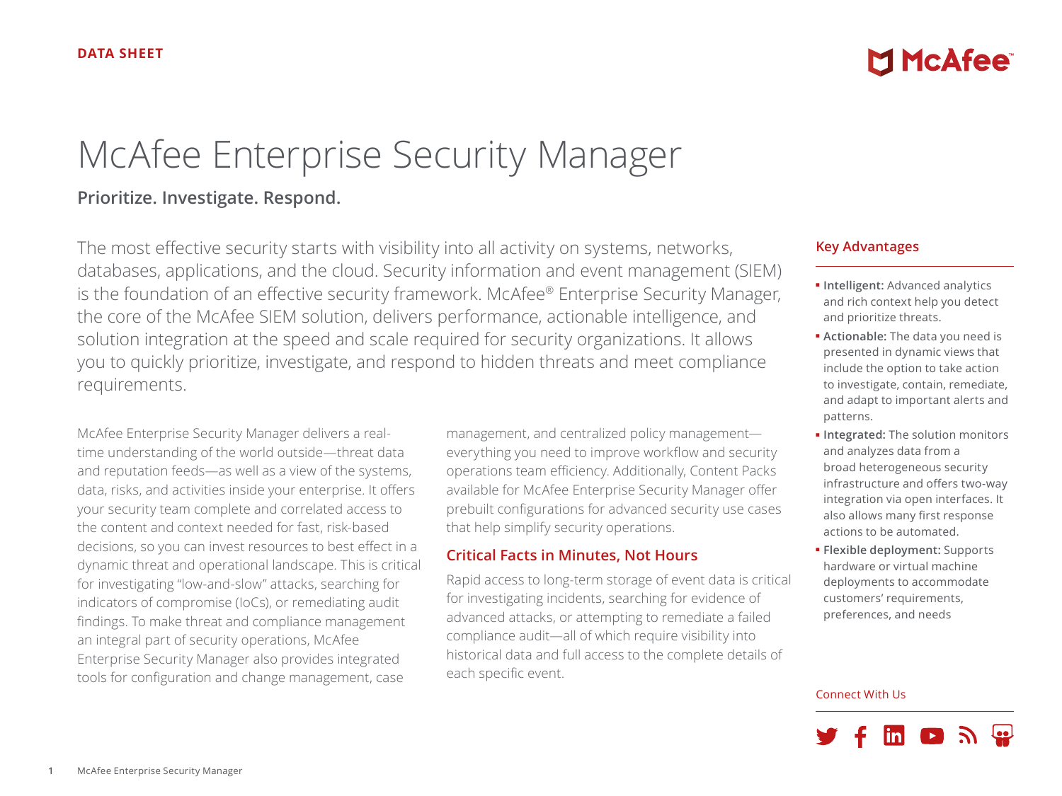DATA SHEET

# McAfee Enterprise Security Manager

**Prioritize. Investigate. Respond.**

The most effective security starts with visibility into all activity on systems, networks, databases, applications, and the cloud. Security information and event management (SIEM) is the foundation of an effective security framework. McAfee® Enterprise Security Manager, the core of the McAfee SIEM solution, delivers performance, actionable intelligence, and solution integration at the speed and scale required for security organizations. It allows you to quickly prioritize, investigate, and respond to hidden threats and meet compliance requirements.

McAfee Enterprise Security Manager delivers a real-time understanding of the world outside—threat data and reputation feeds—as well as a view of the systems, data, risks, and activities inside your enterprise. It offers your security team complete and correlated access to the content and context needed for fast, risk-based decisions, so you can invest resources to best effect in a dynamic threat and operational landscape. This is critical for investigating "low-and-slow" attacks, searching for indicators of compromise (IoCs), or remediating audit findings. To make threat and compliance management an integral part of security operations, McAfee Enterprise Security Manager also provides integrated tools for configuration and change management, case management, and centralized policy management—everything you need to improve workflow and security operations team efficiency. Additionally, Content Packs available for McAfee Enterprise Security Manager offer prebuilt configurations for advanced security use cases that help simplify security operations.

## Critical Facts in Minutes, Not Hours

Rapid access to long-term storage of event data is critical for investigating incidents, searching for evidence of advanced attacks, or attempting to remediate a failed compliance audit—all of which require visibility into historical data and full access to the complete details of each specific event.

## Key Advantages

- **Intelligent:** Advanced analytics and rich context help you detect and prioritize threats.
- **Actionable:** The data you need is presented in dynamic views that include the option to take action to investigate, contain, remediate, and adapt to important alerts and patterns.
- **Integrated:** The solution monitors and analyzes data from a broad heterogeneous security infrastructure and offers two-way integration via open interfaces. It also allows many first response actions to be automated.
- **Flexible deployment:** Supports hardware or virtual machine deployments to accommodate customers' requirements, preferences, and needs

Connect With Us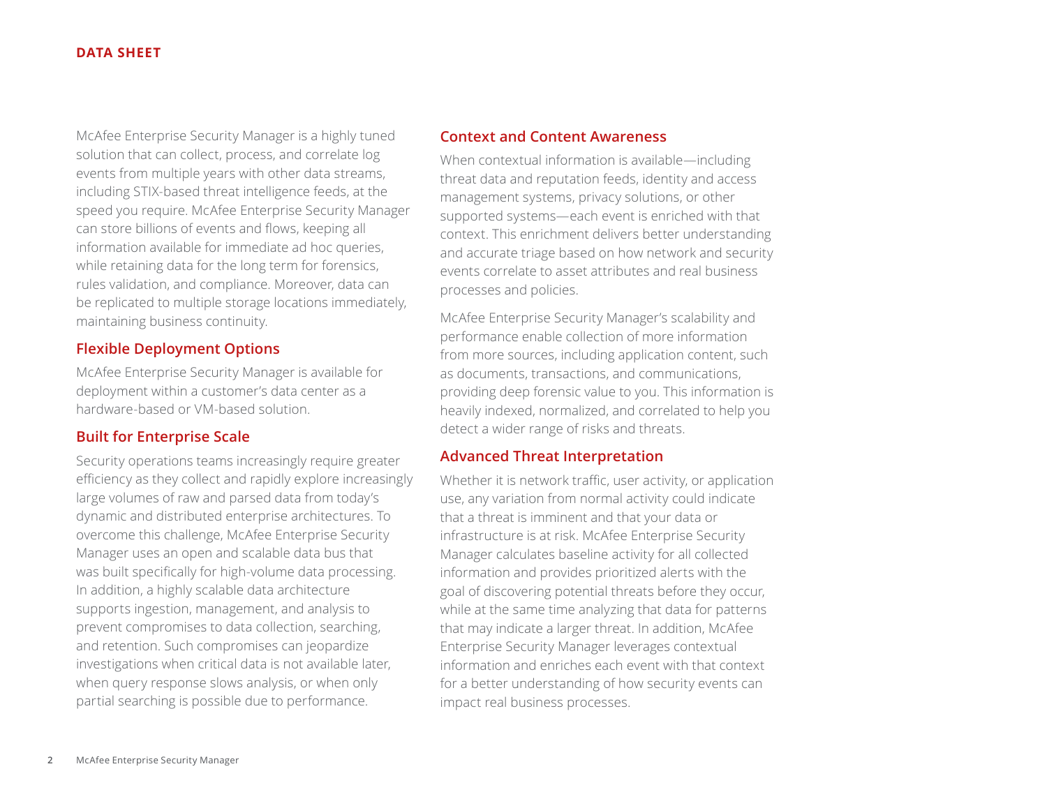McAfee Enterprise Security Manager is a highly tuned solution that can collect, process, and correlate log events from multiple years with other data streams, including STIX-based threat intelligence feeds, at the speed you require. McAfee Enterprise Security Manager can store billions of events and flows, keeping all information available for immediate ad hoc queries, while retaining data for the long term for forensics, rules validation, and compliance. Moreover, data can be replicated to multiple storage locations immediately, maintaining business continuity.

## Flexible Deployment Options

McAfee Enterprise Security Manager is available for deployment within a customer's data center as a hardware-based or VM-based solution.

## Built for Enterprise Scale

Security operations teams increasingly require greater efficiency as they collect and rapidly explore increasingly large volumes of raw and parsed data from today's dynamic and distributed enterprise architectures. To overcome this challenge, McAfee Enterprise Security Manager uses an open and scalable data bus that was built specifically for high-volume data processing. In addition, a highly scalable data architecture supports ingestion, management, and analysis to prevent compromises to data collection, searching, and retention. Such compromises can jeopardize investigations when critical data is not available later, when query response slows analysis, or when only partial searching is possible due to performance.

## Context and Content Awareness

When contextual information is available—including threat data and reputation feeds, identity and access management systems, privacy solutions, or other supported systems—each event is enriched with that context. This enrichment delivers better understanding and accurate triage based on how network and security events correlate to asset attributes and real business processes and policies.

McAfee Enterprise Security Manager's scalability and performance enable collection of more information from more sources, including application content, such as documents, transactions, and communications, providing deep forensic value to you. This information is heavily indexed, normalized, and correlated to help you detect a wider range of risks and threats.

## Advanced Threat Interpretation

Whether it is network traffic, user activity, or application use, any variation from normal activity could indicate that a threat is imminent and that your data or infrastructure is at risk. McAfee Enterprise Security Manager calculates baseline activity for all collected information and provides prioritized alerts with the goal of discovering potential threats before they occur, while at the same time analyzing that data for patterns that may indicate a larger threat. In addition, McAfee Enterprise Security Manager leverages contextual information and enriches each event with that context for a better understanding of how security events can impact real business processes.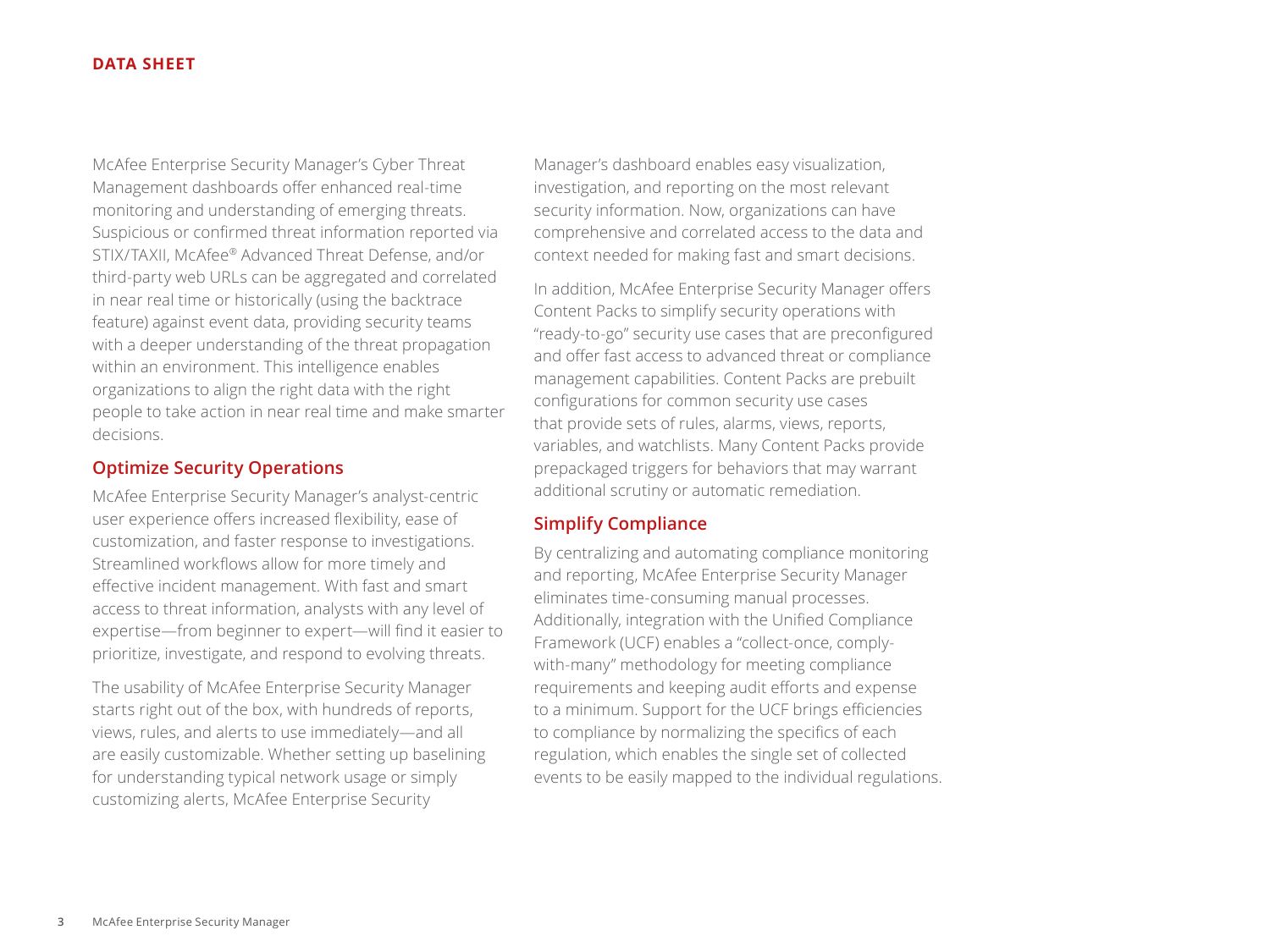McAfee Enterprise Security Manager's Cyber Threat Management dashboards offer enhanced real-time monitoring and understanding of emerging threats. Suspicious or confirmed threat information reported via STIX/TAXII, McAfee® Advanced Threat Defense, and/or third-party web URLs can be aggregated and correlated in near real time or historically (using the backtrace feature) against event data, providing security teams with a deeper understanding of the threat propagation within an environment. This intelligence enables organizations to align the right data with the right people to take action in near real time and make smarter decisions.

## Optimize Security Operations

McAfee Enterprise Security Manager's analyst-centric user experience offers increased flexibility, ease of customization, and faster response to investigations. Streamlined workflows allow for more timely and effective incident management. With fast and smart access to threat information, analysts with any level of expertise—from beginner to expert—will find it easier to prioritize, investigate, and respond to evolving threats.

The usability of McAfee Enterprise Security Manager starts right out of the box, with hundreds of reports, views, rules, and alerts to use immediately—and all are easily customizable. Whether setting up baselining for understanding typical network usage or simply customizing alerts, McAfee Enterprise Security Manager's dashboard enables easy visualization, investigation, and reporting on the most relevant security information. Now, organizations can have comprehensive and correlated access to the data and context needed for making fast and smart decisions.

In addition, McAfee Enterprise Security Manager offers Content Packs to simplify security operations with "ready-to-go" security use cases that are preconfigured and offer fast access to advanced threat or compliance management capabilities. Content Packs are prebuilt configurations for common security use cases that provide sets of rules, alarms, views, reports, variables, and watchlists. Many Content Packs provide prepackaged triggers for behaviors that may warrant additional scrutiny or automatic remediation.

## Simplify Compliance

By centralizing and automating compliance monitoring and reporting, McAfee Enterprise Security Manager eliminates time-consuming manual processes. Additionally, integration with the Unified Compliance Framework (UCF) enables a "collect-once, comply-with-many" methodology for meeting compliance requirements and keeping audit efforts and expense to a minimum. Support for the UCF brings efficiencies to compliance by normalizing the specifics of each regulation, which enables the single set of collected events to be easily mapped to the individual regulations.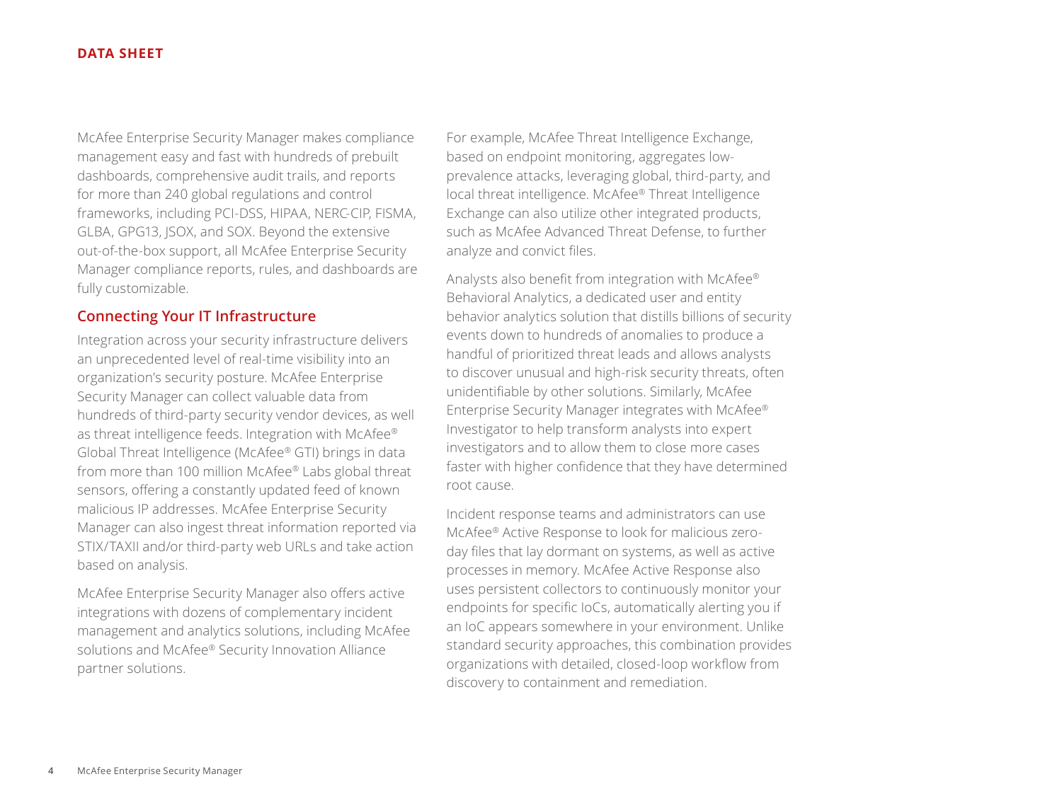McAfee Enterprise Security Manager makes compliance management easy and fast with hundreds of prebuilt dashboards, comprehensive audit trails, and reports for more than 240 global regulations and control frameworks, including PCI-DSS, HIPAA, NERC-CIP, FISMA, GLBA, GPG13, JSOX, and SOX. Beyond the extensive out-of-the-box support, all McAfee Enterprise Security Manager compliance reports, rules, and dashboards are fully customizable.

## Connecting Your IT Infrastructure

Integration across your security infrastructure delivers an unprecedented level of real-time visibility into an organization's security posture. McAfee Enterprise Security Manager can collect valuable data from hundreds of third-party security vendor devices, as well as threat intelligence feeds. Integration with McAfee® Global Threat Intelligence (McAfee® GTI) brings in data from more than 100 million McAfee® Labs global threat sensors, offering a constantly updated feed of known malicious IP addresses. McAfee Enterprise Security Manager can also ingest threat information reported via STIX/TAXII and/or third-party web URLs and take action based on analysis.

McAfee Enterprise Security Manager also offers active integrations with dozens of complementary incident management and analytics solutions, including McAfee solutions and McAfee® Security Innovation Alliance partner solutions.

For example, McAfee Threat Intelligence Exchange, based on endpoint monitoring, aggregates low-prevalence attacks, leveraging global, third-party, and local threat intelligence. McAfee® Threat Intelligence Exchange can also utilize other integrated products, such as McAfee Advanced Threat Defense, to further analyze and convict files.

Analysts also benefit from integration with McAfee® Behavioral Analytics, a dedicated user and entity behavior analytics solution that distills billions of security events down to hundreds of anomalies to produce a handful of prioritized threat leads and allows analysts to discover unusual and high-risk security threats, often unidentifiable by other solutions. Similarly, McAfee Enterprise Security Manager integrates with McAfee® Investigator to help transform analysts into expert investigators and to allow them to close more cases faster with higher confidence that they have determined root cause.

Incident response teams and administrators can use McAfee® Active Response to look for malicious zero-day files that lay dormant on systems, as well as active processes in memory. McAfee Active Response also uses persistent collectors to continuously monitor your endpoints for specific IoCs, automatically alerting you if an IoC appears somewhere in your environment. Unlike standard security approaches, this combination provides organizations with detailed, closed-loop workflow from discovery to containment and remediation.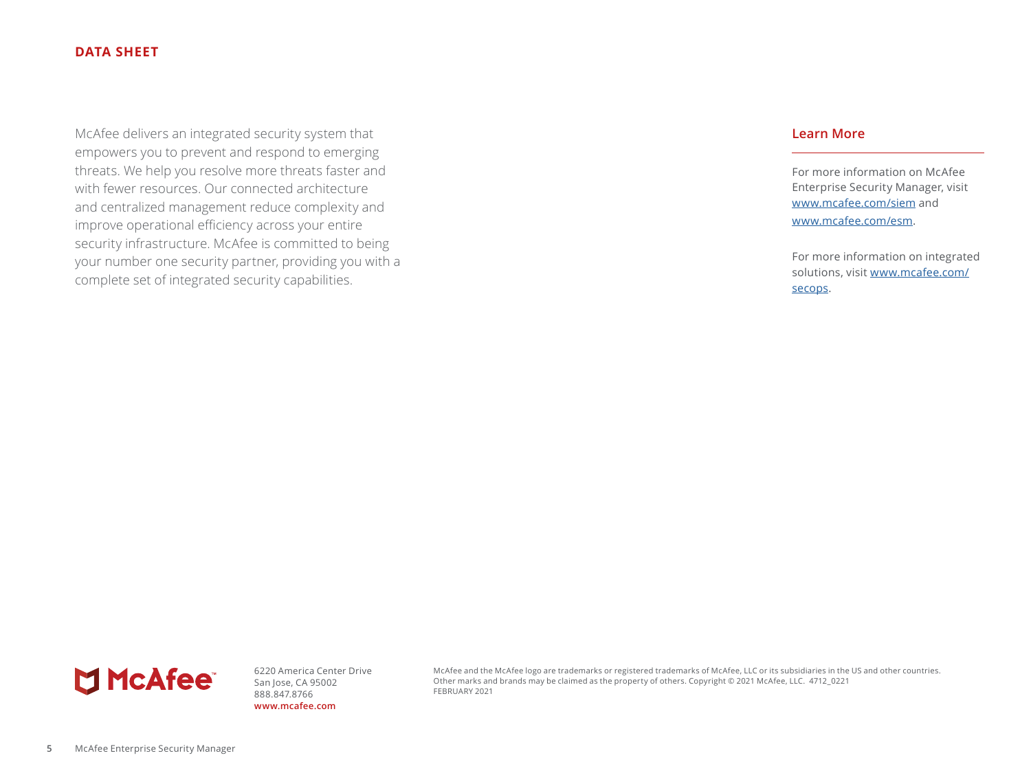McAfee delivers an integrated security system that empowers you to prevent and respond to emerging threats. We help you resolve more threats faster and with fewer resources. Our connected architecture and centralized management reduce complexity and improve operational efficiency across your entire security infrastructure. McAfee is committed to being your number one security partner, providing you with a complete set of integrated security capabilities.

## Learn More

For more information on McAfee Enterprise Security Manager, visit www.mcafee.com/siem and www.mcafee.com/esm.

For more information on integrated solutions, visit www.mcafee.com/secops.

6220 America Center Drive
San Jose, CA 95002
888.847.8766
**www.mcafee.com**

McAfee and the McAfee logo are trademarks or registered trademarks of McAfee, LLC or its subsidiaries in the US and other countries. Other marks and brands may be claimed as the property of others. Copyright © 2021 McAfee, LLC. 4712_0221
FEBRUARY 2021